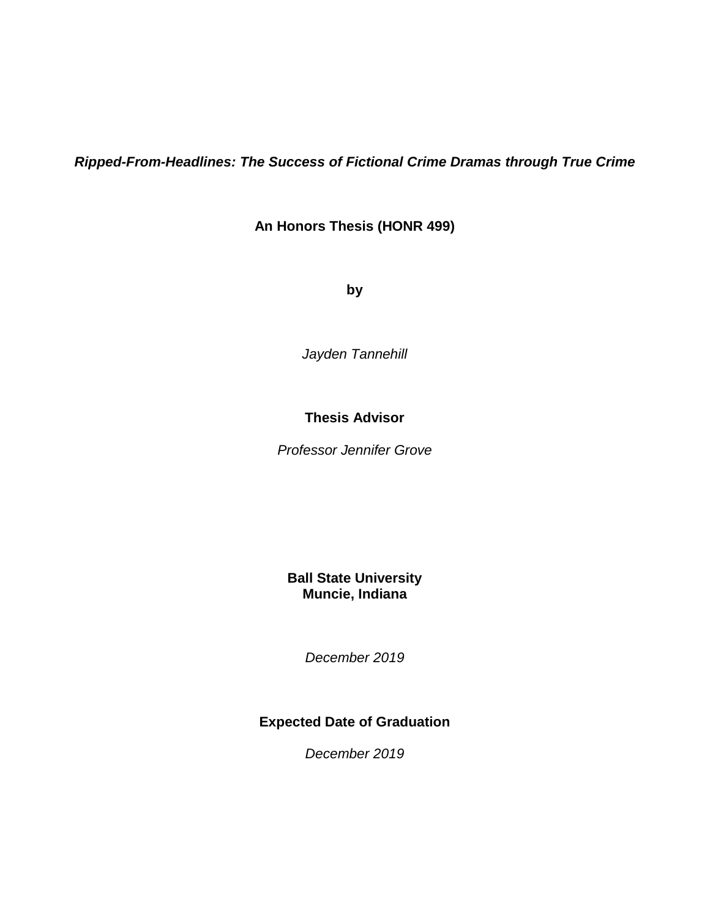# ***Ripped-From-Headlines: The Success of Fictional Crime Dramas through True Crime***

**An Honors Thesis (HONR 499)**

**by**

*Jayden Tannehill*

**Thesis Advisor**

*Professor Jennifer Grove*

**Ball State University**
**Muncie, Indiana**

*December 2019*

**Expected Date of Graduation**

*December 2019*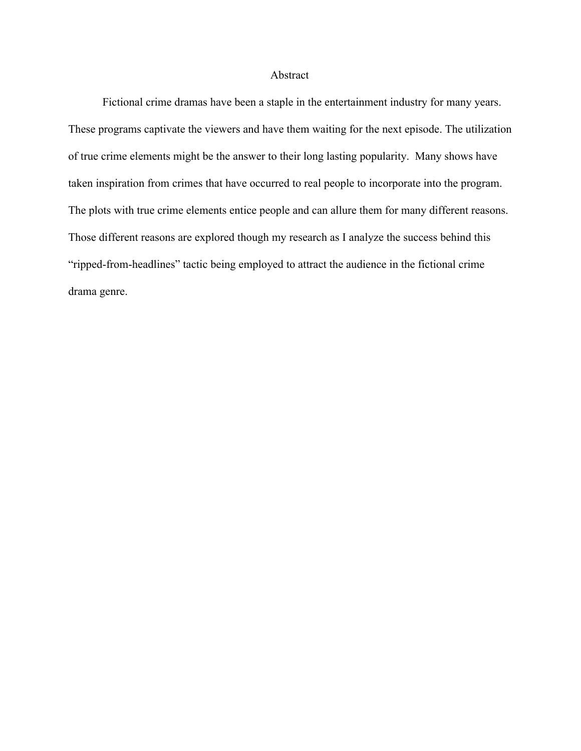# Abstract

Fictional crime dramas have been a staple in the entertainment industry for many years. These programs captivate the viewers and have them waiting for the next episode. The utilization of true crime elements might be the answer to their long lasting popularity. Many shows have taken inspiration from crimes that have occurred to real people to incorporate into the program. The plots with true crime elements entice people and can allure them for many different reasons. Those different reasons are explored though my research as I analyze the success behind this "ripped-from-headlines" tactic being employed to attract the audience in the fictional crime drama genre.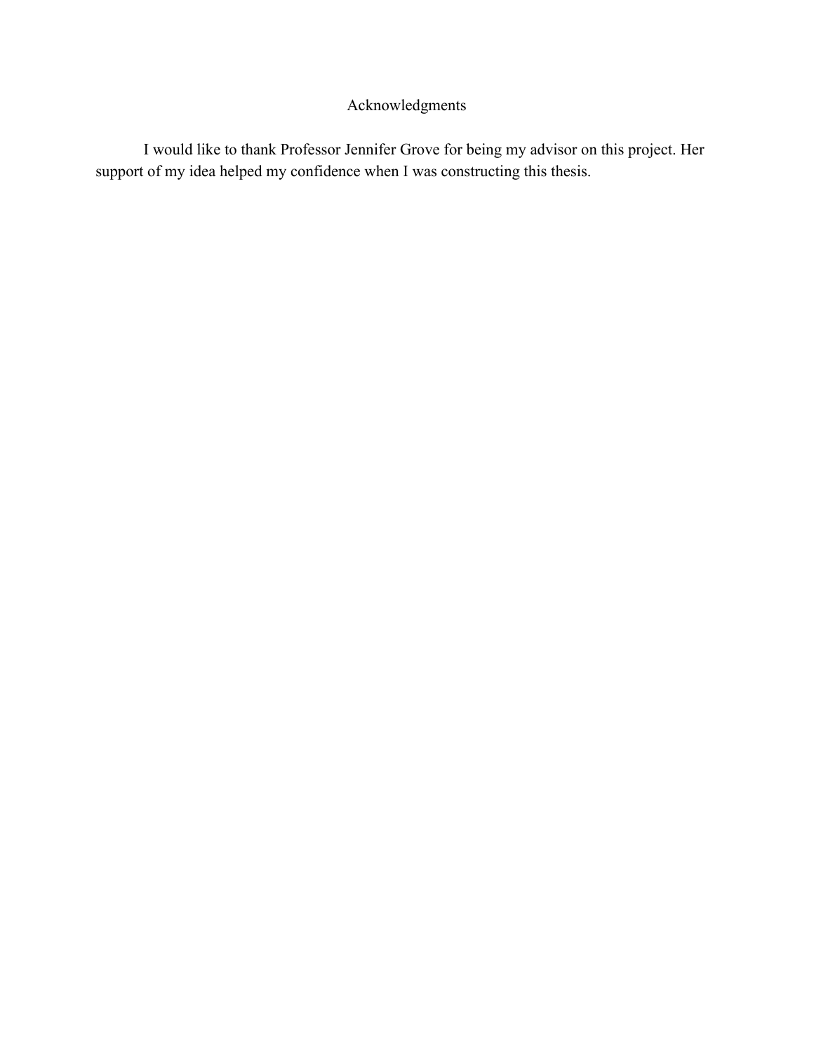# Acknowledgments

I would like to thank Professor Jennifer Grove for being my advisor on this project. Her support of my idea helped my confidence when I was constructing this thesis.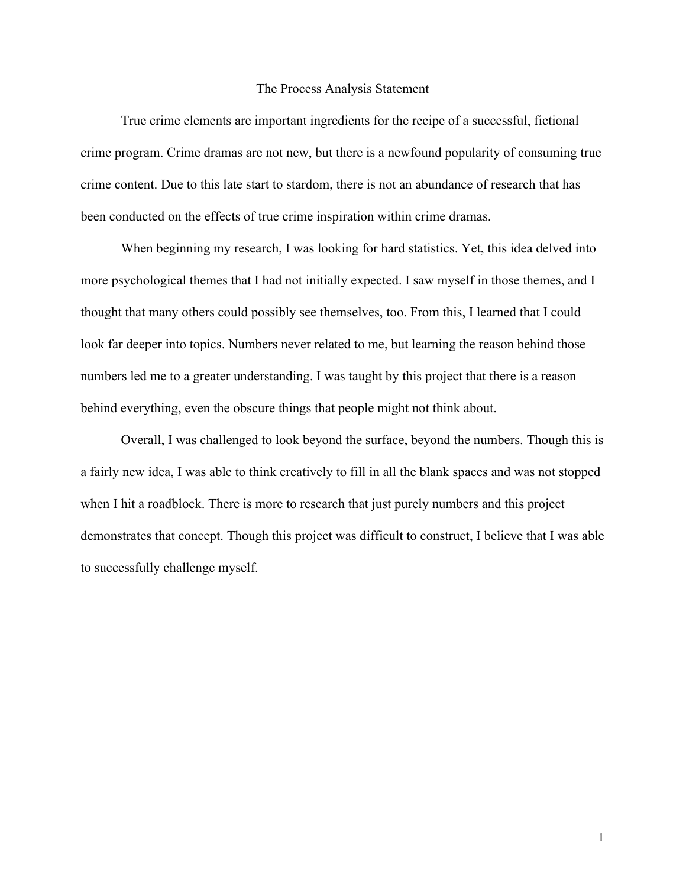# The Process Analysis Statement

True crime elements are important ingredients for the recipe of a successful, fictional crime program. Crime dramas are not new, but there is a newfound popularity of consuming true crime content. Due to this late start to stardom, there is not an abundance of research that has been conducted on the effects of true crime inspiration within crime dramas.

When beginning my research, I was looking for hard statistics. Yet, this idea delved into more psychological themes that I had not initially expected. I saw myself in those themes, and I thought that many others could possibly see themselves, too. From this, I learned that I could look far deeper into topics. Numbers never related to me, but learning the reason behind those numbers led me to a greater understanding. I was taught by this project that there is a reason behind everything, even the obscure things that people might not think about.

Overall, I was challenged to look beyond the surface, beyond the numbers. Though this is a fairly new idea, I was able to think creatively to fill in all the blank spaces and was not stopped when I hit a roadblock. There is more to research that just purely numbers and this project demonstrates that concept. Though this project was difficult to construct, I believe that I was able to successfully challenge myself.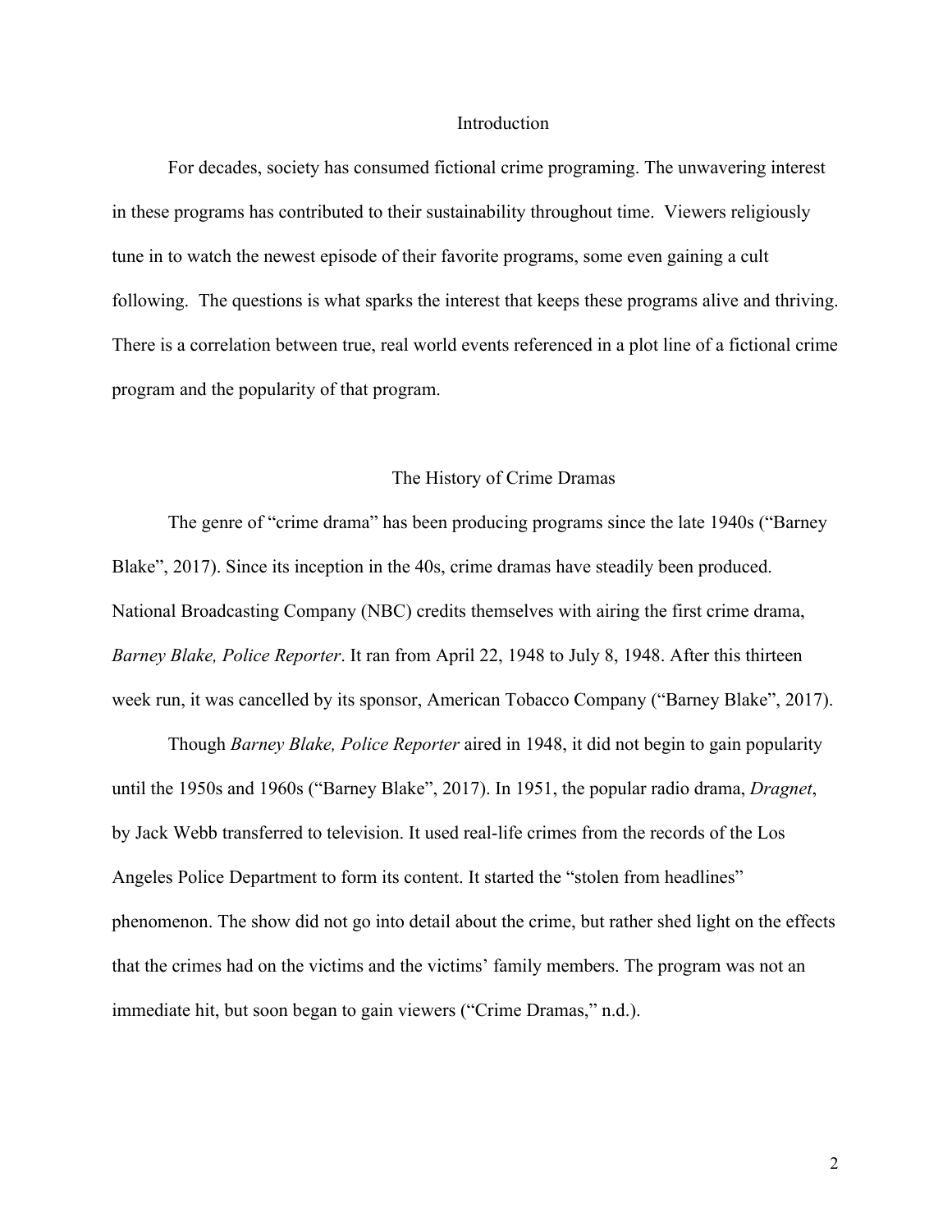## Introduction

For decades, society has consumed fictional crime programing. The unwavering interest in these programs has contributed to their sustainability throughout time. Viewers religiously tune in to watch the newest episode of their favorite programs, some even gaining a cult following. The questions is what sparks the interest that keeps these programs alive and thriving. There is a correlation between true, real world events referenced in a plot line of a fictional crime program and the popularity of that program.

## The History of Crime Dramas

The genre of "crime drama" has been producing programs since the late 1940s ("Barney Blake", 2017). Since its inception in the 40s, crime dramas have steadily been produced. National Broadcasting Company (NBC) credits themselves with airing the first crime drama, *Barney Blake, Police Reporter*. It ran from April 22, 1948 to July 8, 1948. After this thirteen week run, it was cancelled by its sponsor, American Tobacco Company ("Barney Blake", 2017).

Though *Barney Blake, Police Reporter* aired in 1948, it did not begin to gain popularity until the 1950s and 1960s ("Barney Blake", 2017). In 1951, the popular radio drama, *Dragnet*, by Jack Webb transferred to television. It used real-life crimes from the records of the Los Angeles Police Department to form its content. It started the "stolen from headlines" phenomenon. The show did not go into detail about the crime, but rather shed light on the effects that the crimes had on the victims and the victims' family members. The program was not an immediate hit, but soon began to gain viewers ("Crime Dramas," n.d.).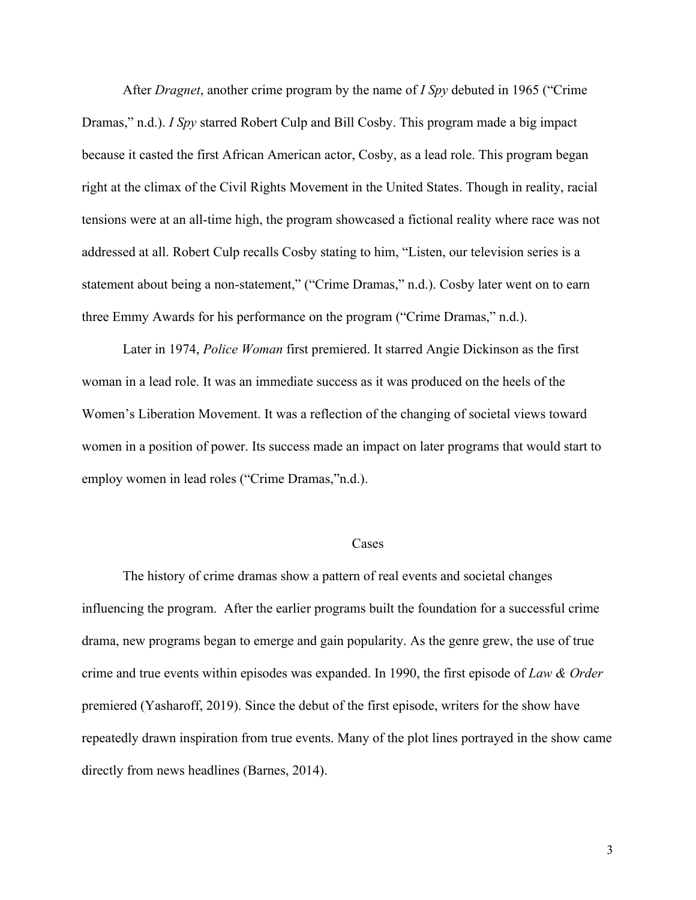After *Dragnet*, another crime program by the name of *I Spy* debuted in 1965 ("Crime Dramas," n.d.). *I Spy* starred Robert Culp and Bill Cosby. This program made a big impact because it casted the first African American actor, Cosby, as a lead role. This program began right at the climax of the Civil Rights Movement in the United States. Though in reality, racial tensions were at an all-time high, the program showcased a fictional reality where race was not addressed at all. Robert Culp recalls Cosby stating to him, "Listen, our television series is a statement about being a non-statement," ("Crime Dramas," n.d.). Cosby later went on to earn three Emmy Awards for his performance on the program ("Crime Dramas," n.d.).

Later in 1974, *Police Woman* first premiered. It starred Angie Dickinson as the first woman in a lead role. It was an immediate success as it was produced on the heels of the Women's Liberation Movement. It was a reflection of the changing of societal views toward women in a position of power. Its success made an impact on later programs that would start to employ women in lead roles ("Crime Dramas,"n.d.).

## Cases

The history of crime dramas show a pattern of real events and societal changes influencing the program. After the earlier programs built the foundation for a successful crime drama, new programs began to emerge and gain popularity. As the genre grew, the use of true crime and true events within episodes was expanded. In 1990, the first episode of *Law & Order* premiered (Yasharoff, 2019). Since the debut of the first episode, writers for the show have repeatedly drawn inspiration from true events. Many of the plot lines portrayed in the show came directly from news headlines (Barnes, 2014).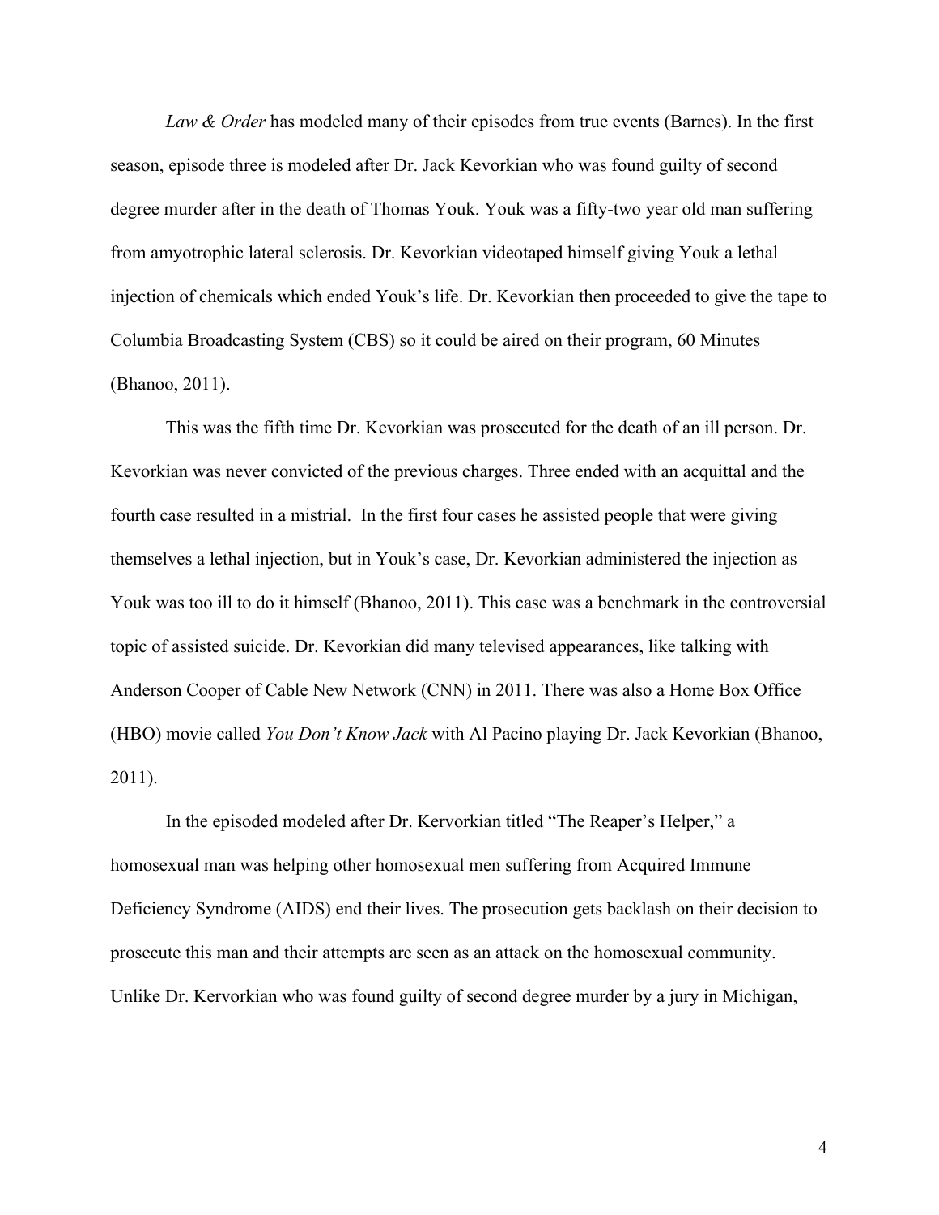*Law & Order* has modeled many of their episodes from true events (Barnes). In the first season, episode three is modeled after Dr. Jack Kevorkian who was found guilty of second degree murder after in the death of Thomas Youk. Youk was a fifty-two year old man suffering from amyotrophic lateral sclerosis. Dr. Kevorkian videotaped himself giving Youk a lethal injection of chemicals which ended Youk's life. Dr. Kevorkian then proceeded to give the tape to Columbia Broadcasting System (CBS) so it could be aired on their program, 60 Minutes (Bhanoo, 2011).

This was the fifth time Dr. Kevorkian was prosecuted for the death of an ill person. Dr. Kevorkian was never convicted of the previous charges. Three ended with an acquittal and the fourth case resulted in a mistrial. In the first four cases he assisted people that were giving themselves a lethal injection, but in Youk's case, Dr. Kevorkian administered the injection as Youk was too ill to do it himself (Bhanoo, 2011). This case was a benchmark in the controversial topic of assisted suicide. Dr. Kevorkian did many televised appearances, like talking with Anderson Cooper of Cable New Network (CNN) in 2011. There was also a Home Box Office (HBO) movie called *You Don't Know Jack* with Al Pacino playing Dr. Jack Kevorkian (Bhanoo, 2011).

In the episoded modeled after Dr. Kervorkian titled "The Reaper's Helper," a homosexual man was helping other homosexual men suffering from Acquired Immune Deficiency Syndrome (AIDS) end their lives. The prosecution gets backlash on their decision to prosecute this man and their attempts are seen as an attack on the homosexual community. Unlike Dr. Kervorkian who was found guilty of second degree murder by a jury in Michigan,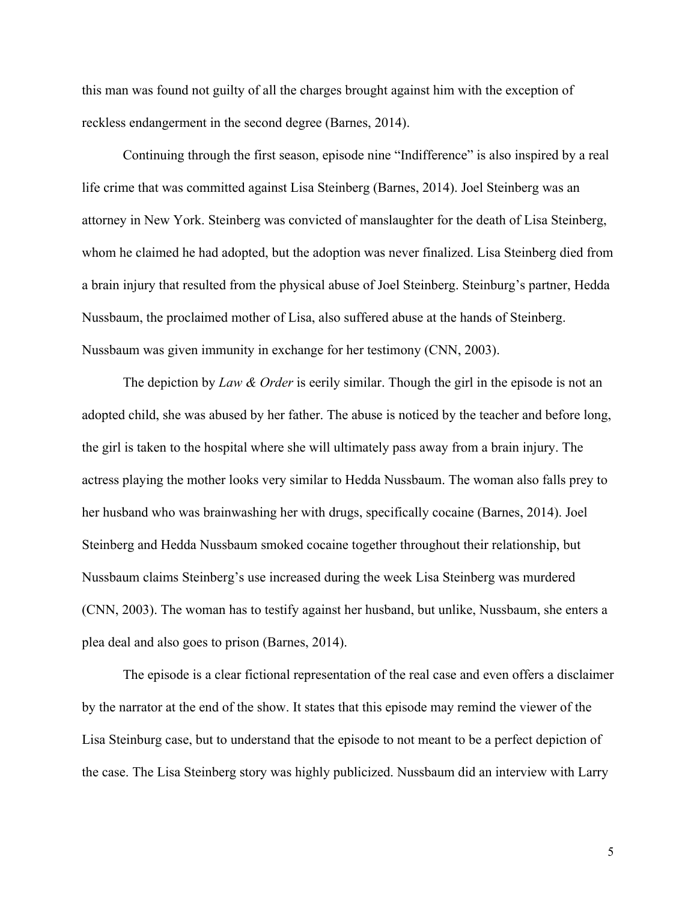this man was found not guilty of all the charges brought against him with the exception of reckless endangerment in the second degree (Barnes, 2014).

Continuing through the first season, episode nine "Indifference" is also inspired by a real life crime that was committed against Lisa Steinberg (Barnes, 2014). Joel Steinberg was an attorney in New York. Steinberg was convicted of manslaughter for the death of Lisa Steinberg, whom he claimed he had adopted, but the adoption was never finalized. Lisa Steinberg died from a brain injury that resulted from the physical abuse of Joel Steinberg. Steinburg's partner, Hedda Nussbaum, the proclaimed mother of Lisa, also suffered abuse at the hands of Steinberg. Nussbaum was given immunity in exchange for her testimony (CNN, 2003).

The depiction by *Law & Order* is eerily similar. Though the girl in the episode is not an adopted child, she was abused by her father. The abuse is noticed by the teacher and before long, the girl is taken to the hospital where she will ultimately pass away from a brain injury. The actress playing the mother looks very similar to Hedda Nussbaum. The woman also falls prey to her husband who was brainwashing her with drugs, specifically cocaine (Barnes, 2014). Joel Steinberg and Hedda Nussbaum smoked cocaine together throughout their relationship, but Nussbaum claims Steinberg's use increased during the week Lisa Steinberg was murdered (CNN, 2003). The woman has to testify against her husband, but unlike, Nussbaum, she enters a plea deal and also goes to prison (Barnes, 2014).

The episode is a clear fictional representation of the real case and even offers a disclaimer by the narrator at the end of the show. It states that this episode may remind the viewer of the Lisa Steinburg case, but to understand that the episode to not meant to be a perfect depiction of the case. The Lisa Steinberg story was highly publicized. Nussbaum did an interview with Larry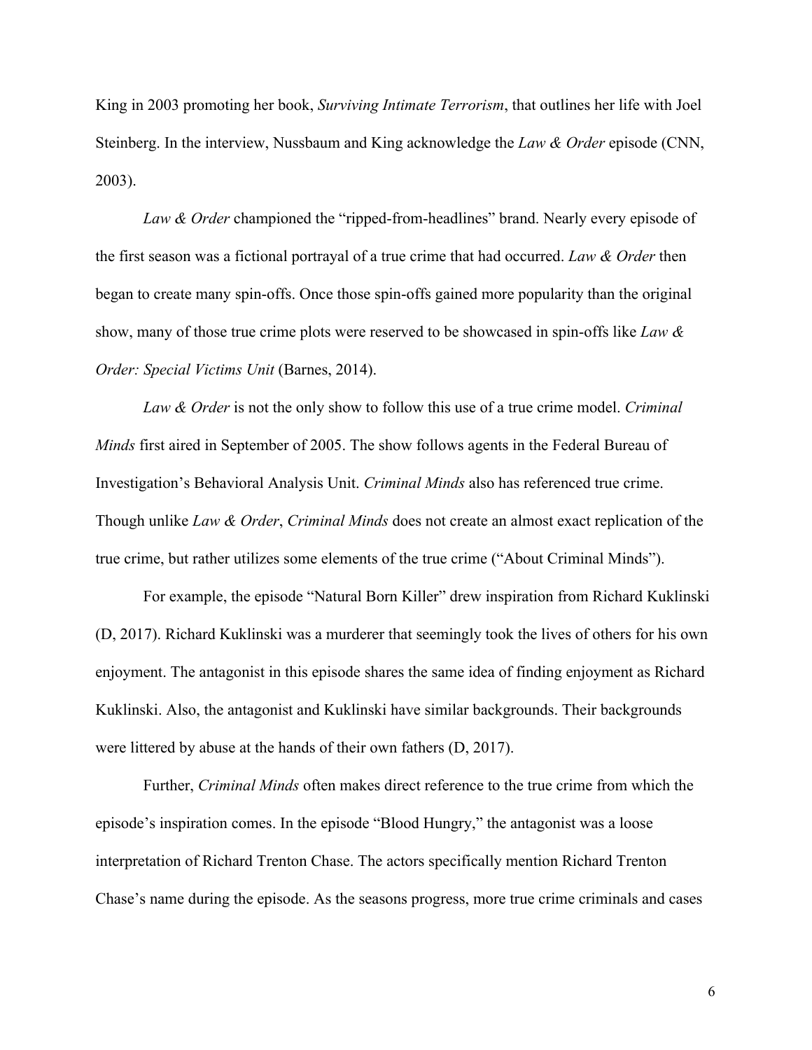King in 2003 promoting her book, *Surviving Intimate Terrorism*, that outlines her life with Joel Steinberg. In the interview, Nussbaum and King acknowledge the *Law & Order* episode (CNN, 2003).

*Law & Order* championed the "ripped-from-headlines" brand. Nearly every episode of the first season was a fictional portrayal of a true crime that had occurred. *Law & Order* then began to create many spin-offs. Once those spin-offs gained more popularity than the original show, many of those true crime plots were reserved to be showcased in spin-offs like *Law & Order: Special Victims Unit* (Barnes, 2014).

*Law & Order* is not the only show to follow this use of a true crime model. *Criminal Minds* first aired in September of 2005. The show follows agents in the Federal Bureau of Investigation's Behavioral Analysis Unit. *Criminal Minds* also has referenced true crime. Though unlike *Law & Order*, *Criminal Minds* does not create an almost exact replication of the true crime, but rather utilizes some elements of the true crime ("About Criminal Minds").

For example, the episode "Natural Born Killer" drew inspiration from Richard Kuklinski (D, 2017). Richard Kuklinski was a murderer that seemingly took the lives of others for his own enjoyment. The antagonist in this episode shares the same idea of finding enjoyment as Richard Kuklinski. Also, the antagonist and Kuklinski have similar backgrounds. Their backgrounds were littered by abuse at the hands of their own fathers (D, 2017).

Further, *Criminal Minds* often makes direct reference to the true crime from which the episode's inspiration comes. In the episode "Blood Hungry," the antagonist was a loose interpretation of Richard Trenton Chase. The actors specifically mention Richard Trenton Chase's name during the episode. As the seasons progress, more true crime criminals and cases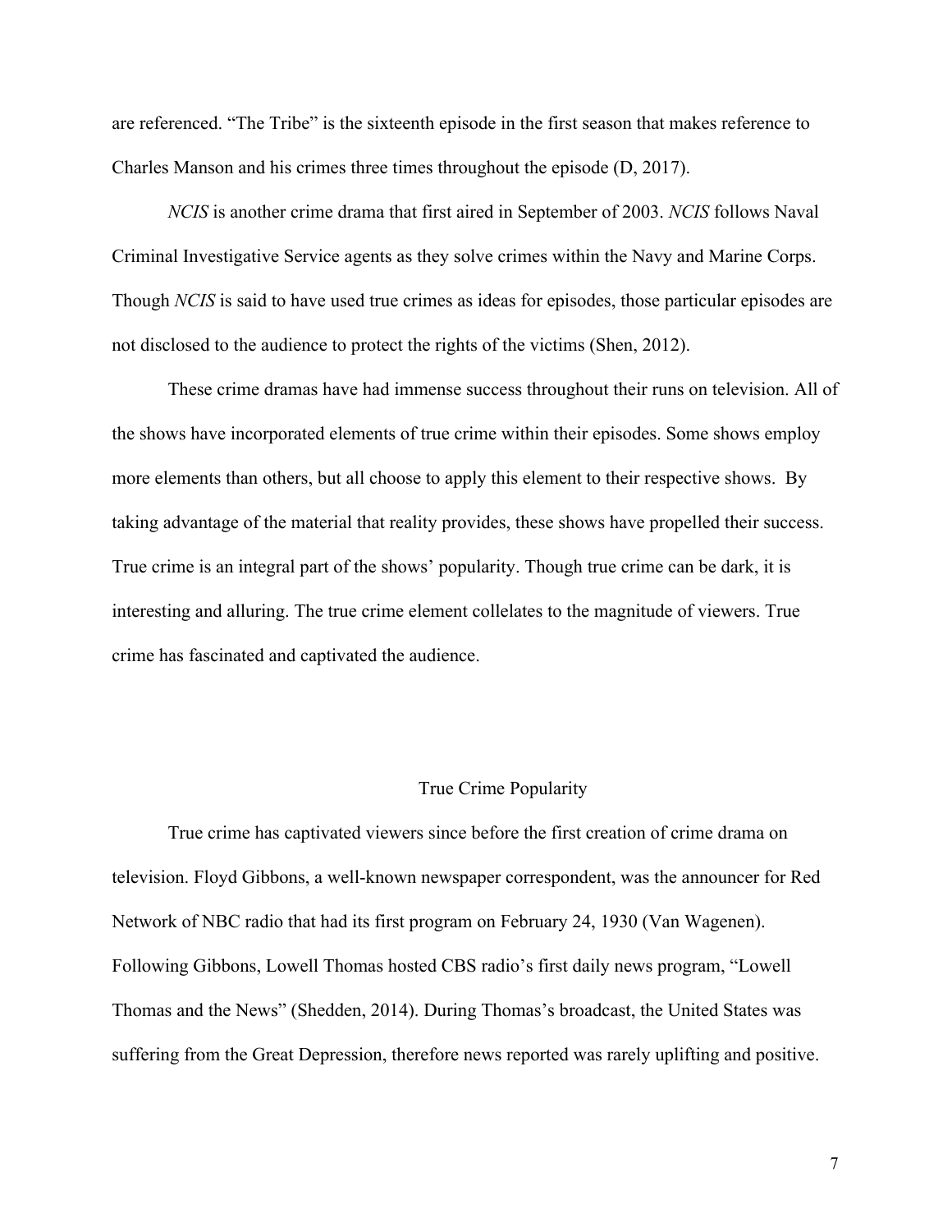are referenced. “The Tribe” is the sixteenth episode in the first season that makes reference to Charles Manson and his crimes three times throughout the episode (D, 2017).

*NCIS* is another crime drama that first aired in September of 2003. *NCIS* follows Naval Criminal Investigative Service agents as they solve crimes within the Navy and Marine Corps. Though *NCIS* is said to have used true crimes as ideas for episodes, those particular episodes are not disclosed to the audience to protect the rights of the victims (Shen, 2012).

These crime dramas have had immense success throughout their runs on television. All of the shows have incorporated elements of true crime within their episodes. Some shows employ more elements than others, but all choose to apply this element to their respective shows. By taking advantage of the material that reality provides, these shows have propelled their success. True crime is an integral part of the shows’ popularity. Though true crime can be dark, it is interesting and alluring. The true crime element collelates to the magnitude of viewers. True crime has fascinated and captivated the audience.

## True Crime Popularity

True crime has captivated viewers since before the first creation of crime drama on television. Floyd Gibbons, a well-known newspaper correspondent, was the announcer for Red Network of NBC radio that had its first program on February 24, 1930 (Van Wagenen). Following Gibbons, Lowell Thomas hosted CBS radio’s first daily news program, “Lowell Thomas and the News” (Shedden, 2014). During Thomas’s broadcast, the United States was suffering from the Great Depression, therefore news reported was rarely uplifting and positive.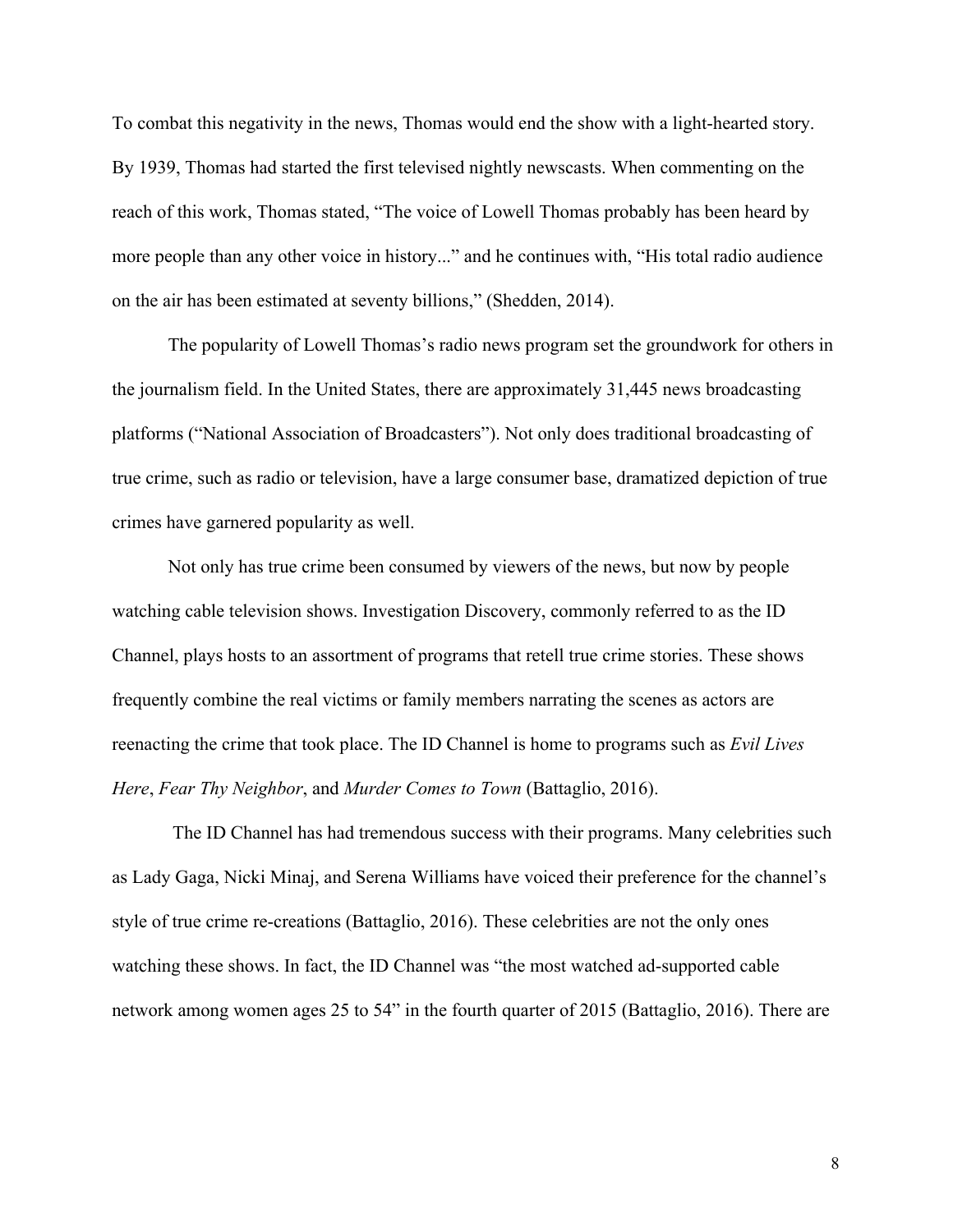To combat this negativity in the news, Thomas would end the show with a light-hearted story. By 1939, Thomas had started the first televised nightly newscasts. When commenting on the reach of this work, Thomas stated, “The voice of Lowell Thomas probably has been heard by more people than any other voice in history...” and he continues with, “His total radio audience on the air has been estimated at seventy billions,” (Shedden, 2014).

The popularity of Lowell Thomas’s radio news program set the groundwork for others in the journalism field. In the United States, there are approximately 31,445 news broadcasting platforms (“National Association of Broadcasters”). Not only does traditional broadcasting of true crime, such as radio or television, have a large consumer base, dramatized depiction of true crimes have garnered popularity as well.

Not only has true crime been consumed by viewers of the news, but now by people watching cable television shows. Investigation Discovery, commonly referred to as the ID Channel, plays hosts to an assortment of programs that retell true crime stories. These shows frequently combine the real victims or family members narrating the scenes as actors are reenacting the crime that took place. The ID Channel is home to programs such as *Evil Lives Here*, *Fear Thy Neighbor*, and *Murder Comes to Town* (Battaglio, 2016).

The ID Channel has had tremendous success with their programs. Many celebrities such as Lady Gaga, Nicki Minaj, and Serena Williams have voiced their preference for the channel’s style of true crime re-creations (Battaglio, 2016). These celebrities are not the only ones watching these shows. In fact, the ID Channel was “the most watched ad-supported cable network among women ages 25 to 54” in the fourth quarter of 2015 (Battaglio, 2016). There are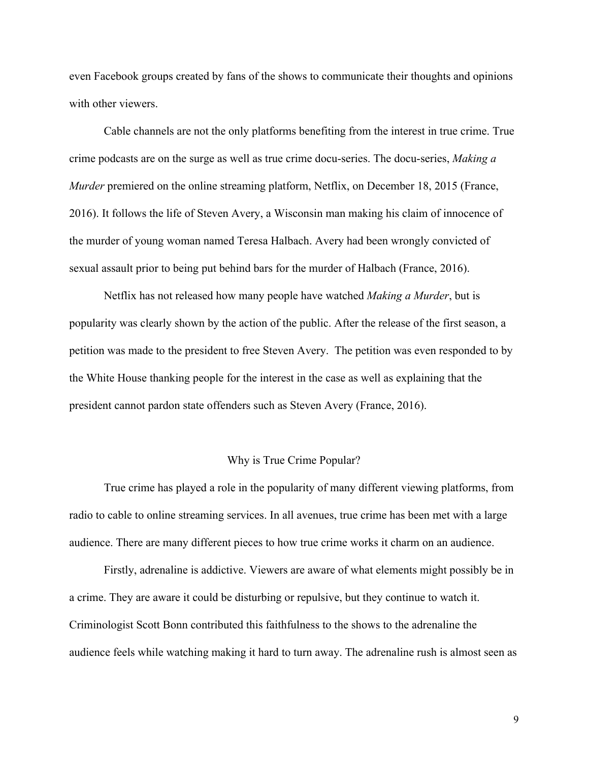even Facebook groups created by fans of the shows to communicate their thoughts and opinions with other viewers.

Cable channels are not the only platforms benefiting from the interest in true crime. True crime podcasts are on the surge as well as true crime docu-series. The docu-series, *Making a Murder* premiered on the online streaming platform, Netflix, on December 18, 2015 (France, 2016). It follows the life of Steven Avery, a Wisconsin man making his claim of innocence of the murder of young woman named Teresa Halbach. Avery had been wrongly convicted of sexual assault prior to being put behind bars for the murder of Halbach (France, 2016).

Netflix has not released how many people have watched *Making a Murder*, but is popularity was clearly shown by the action of the public. After the release of the first season, a petition was made to the president to free Steven Avery. The petition was even responded to by the White House thanking people for the interest in the case as well as explaining that the president cannot pardon state offenders such as Steven Avery (France, 2016).

## Why is True Crime Popular?

True crime has played a role in the popularity of many different viewing platforms, from radio to cable to online streaming services. In all avenues, true crime has been met with a large audience. There are many different pieces to how true crime works it charm on an audience.

Firstly, adrenaline is addictive. Viewers are aware of what elements might possibly be in a crime. They are aware it could be disturbing or repulsive, but they continue to watch it. Criminologist Scott Bonn contributed this faithfulness to the shows to the adrenaline the audience feels while watching making it hard to turn away. The adrenaline rush is almost seen as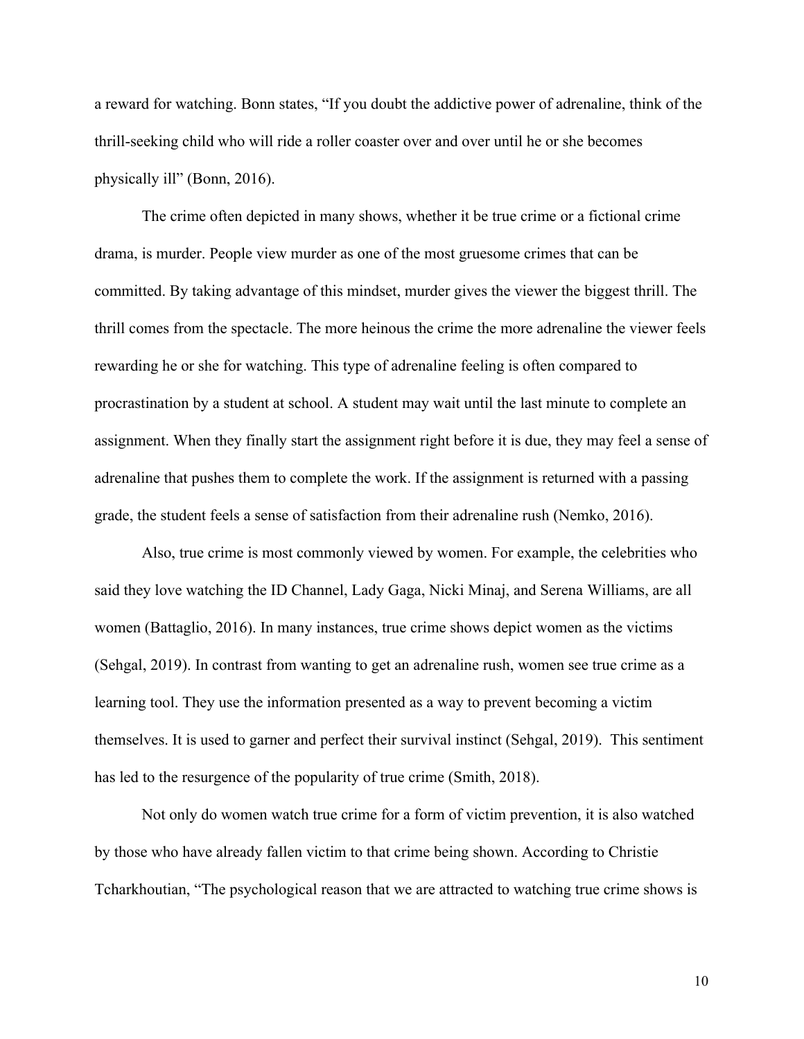a reward for watching. Bonn states, “If you doubt the addictive power of adrenaline, think of the thrill-seeking child who will ride a roller coaster over and over until he or she becomes physically ill” (Bonn, 2016).

The crime often depicted in many shows, whether it be true crime or a fictional crime drama, is murder. People view murder as one of the most gruesome crimes that can be committed. By taking advantage of this mindset, murder gives the viewer the biggest thrill. The thrill comes from the spectacle. The more heinous the crime the more adrenaline the viewer feels rewarding he or she for watching. This type of adrenaline feeling is often compared to procrastination by a student at school. A student may wait until the last minute to complete an assignment. When they finally start the assignment right before it is due, they may feel a sense of adrenaline that pushes them to complete the work. If the assignment is returned with a passing grade, the student feels a sense of satisfaction from their adrenaline rush (Nemko, 2016).

Also, true crime is most commonly viewed by women. For example, the celebrities who said they love watching the ID Channel, Lady Gaga, Nicki Minaj, and Serena Williams, are all women (Battaglio, 2016). In many instances, true crime shows depict women as the victims (Sehgal, 2019). In contrast from wanting to get an adrenaline rush, women see true crime as a learning tool. They use the information presented as a way to prevent becoming a victim themselves. It is used to garner and perfect their survival instinct (Sehgal, 2019). This sentiment has led to the resurgence of the popularity of true crime (Smith, 2018).

Not only do women watch true crime for a form of victim prevention, it is also watched by those who have already fallen victim to that crime being shown. According to Christie Tcharkhoutian, “The psychological reason that we are attracted to watching true crime shows is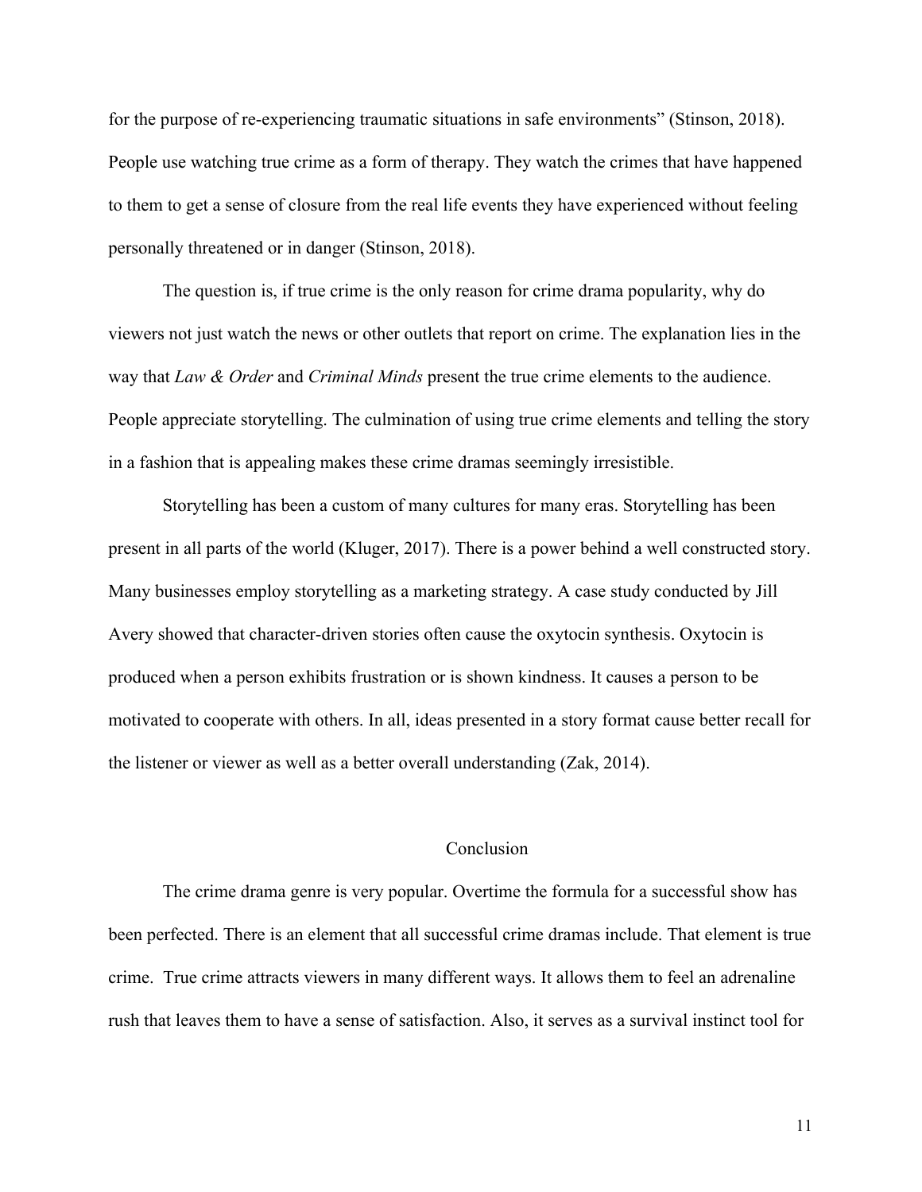for the purpose of re-experiencing traumatic situations in safe environments" (Stinson, 2018). People use watching true crime as a form of therapy. They watch the crimes that have happened to them to get a sense of closure from the real life events they have experienced without feeling personally threatened or in danger (Stinson, 2018).

The question is, if true crime is the only reason for crime drama popularity, why do viewers not just watch the news or other outlets that report on crime. The explanation lies in the way that *Law & Order* and *Criminal Minds* present the true crime elements to the audience. People appreciate storytelling. The culmination of using true crime elements and telling the story in a fashion that is appealing makes these crime dramas seemingly irresistible.

Storytelling has been a custom of many cultures for many eras. Storytelling has been present in all parts of the world (Kluger, 2017). There is a power behind a well constructed story. Many businesses employ storytelling as a marketing strategy. A case study conducted by Jill Avery showed that character-driven stories often cause the oxytocin synthesis. Oxytocin is produced when a person exhibits frustration or is shown kindness. It causes a person to be motivated to cooperate with others. In all, ideas presented in a story format cause better recall for the listener or viewer as well as a better overall understanding (Zak, 2014).

## Conclusion

The crime drama genre is very popular. Overtime the formula for a successful show has been perfected. There is an element that all successful crime dramas include. That element is true crime. True crime attracts viewers in many different ways. It allows them to feel an adrenaline rush that leaves them to have a sense of satisfaction. Also, it serves as a survival instinct tool for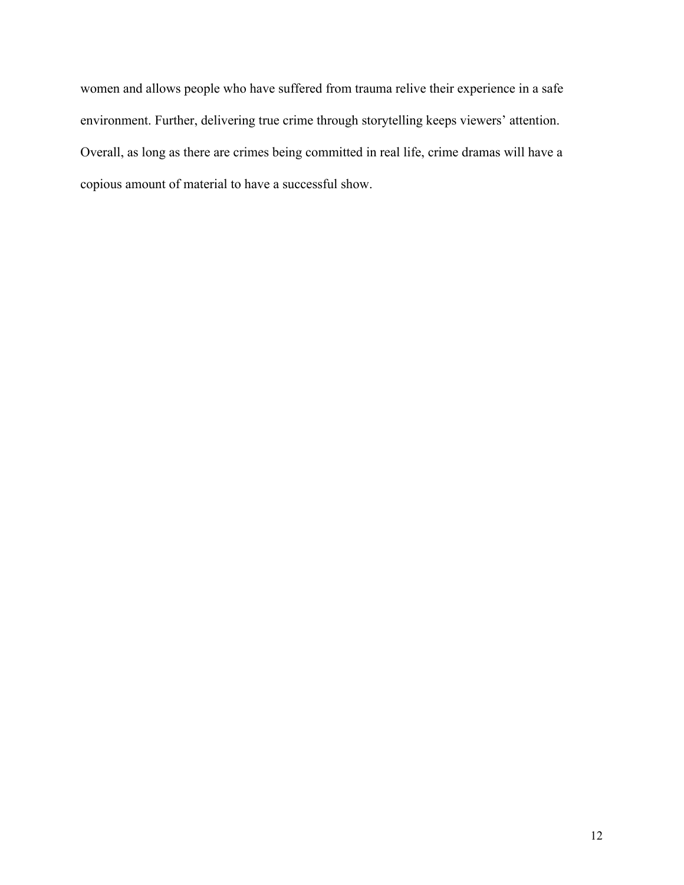women and allows people who have suffered from trauma relive their experience in a safe environment. Further, delivering true crime through storytelling keeps viewers' attention. Overall, as long as there are crimes being committed in real life, crime dramas will have a copious amount of material to have a successful show.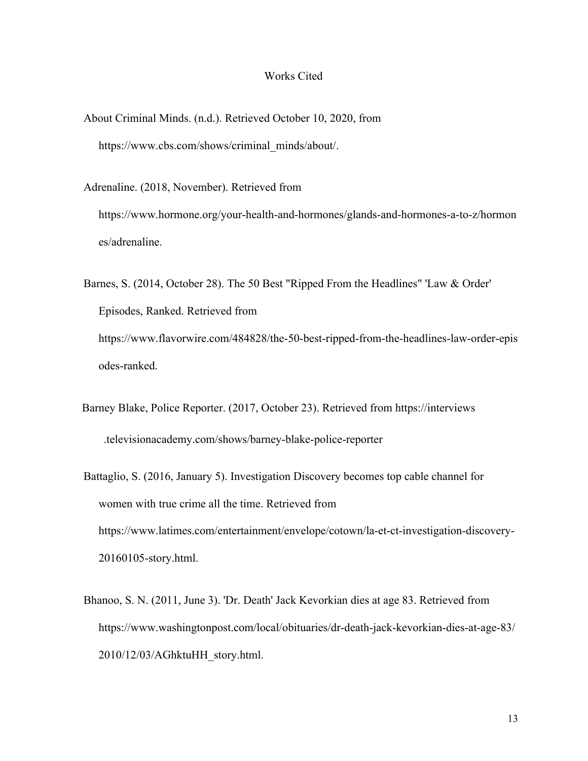# Works Cited

About Criminal Minds. (n.d.). Retrieved October 10, 2020, from https://www.cbs.com/shows/criminal_minds/about/.

Adrenaline. (2018, November). Retrieved from https://www.hormone.org/your-health-and-hormones/glands-and-hormones-a-to-z/hormones/adrenaline.

Barnes, S. (2014, October 28). The 50 Best "Ripped From the Headlines" 'Law & Order' Episodes, Ranked. Retrieved from https://www.flavorwire.com/484828/the-50-best-ripped-from-the-headlines-law-order-episodes-ranked.

Barney Blake, Police Reporter. (2017, October 23). Retrieved from https://interviews.televisionacademy.com/shows/barney-blake-police-reporter

Battaglio, S. (2016, January 5). Investigation Discovery becomes top cable channel for women with true crime all the time. Retrieved from https://www.latimes.com/entertainment/envelope/cotown/la-et-ct-investigation-discovery-20160105-story.html.

Bhanoo, S. N. (2011, June 3). 'Dr. Death' Jack Kevorkian dies at age 83. Retrieved from https://www.washingtonpost.com/local/obituaries/dr-death-jack-kevorkian-dies-at-age-83/2010/12/03/AGhktuHH_story.html.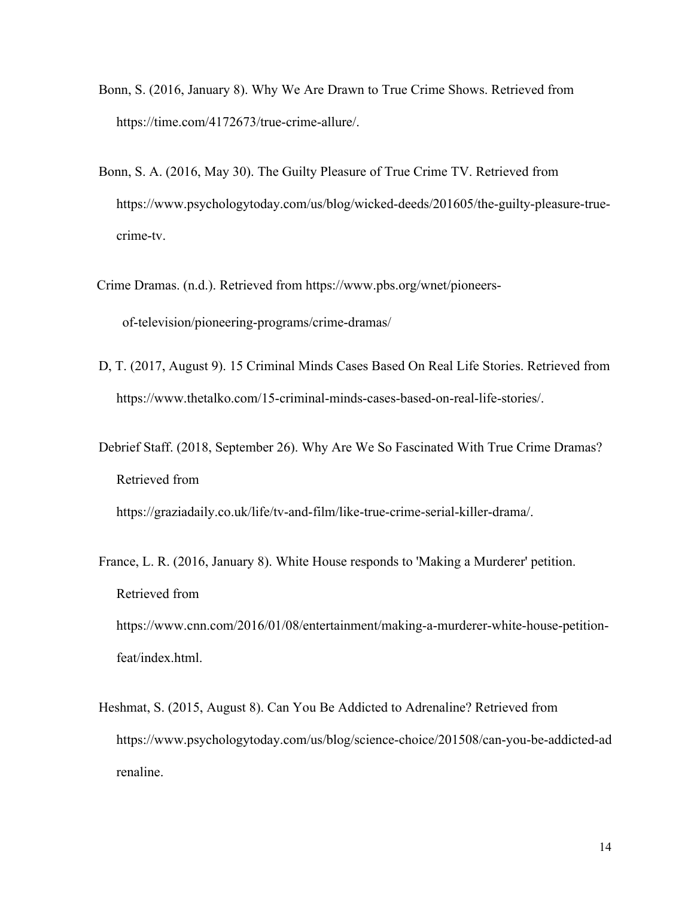Bonn, S. (2016, January 8). Why We Are Drawn to True Crime Shows. Retrieved from https://time.com/4172673/true-crime-allure/.

Bonn, S. A. (2016, May 30). The Guilty Pleasure of True Crime TV. Retrieved from https://www.psychologytoday.com/us/blog/wicked-deeds/201605/the-guilty-pleasure-true-crime-tv.

Crime Dramas. (n.d.). Retrieved from https://www.pbs.org/wnet/pioneers-of-television/pioneering-programs/crime-dramas/

D, T. (2017, August 9). 15 Criminal Minds Cases Based On Real Life Stories. Retrieved from https://www.thetalko.com/15-criminal-minds-cases-based-on-real-life-stories/.

Debrief Staff. (2018, September 26). Why Are We So Fascinated With True Crime Dramas? Retrieved from https://graziadaily.co.uk/life/tv-and-film/like-true-crime-serial-killer-drama/.

France, L. R. (2016, January 8). White House responds to 'Making a Murderer' petition. Retrieved from https://www.cnn.com/2016/01/08/entertainment/making-a-murderer-white-house-petition-feat/index.html.

Heshmat, S. (2015, August 8). Can You Be Addicted to Adrenaline? Retrieved from https://www.psychologytoday.com/us/blog/science-choice/201508/can-you-be-addicted-adrenaline.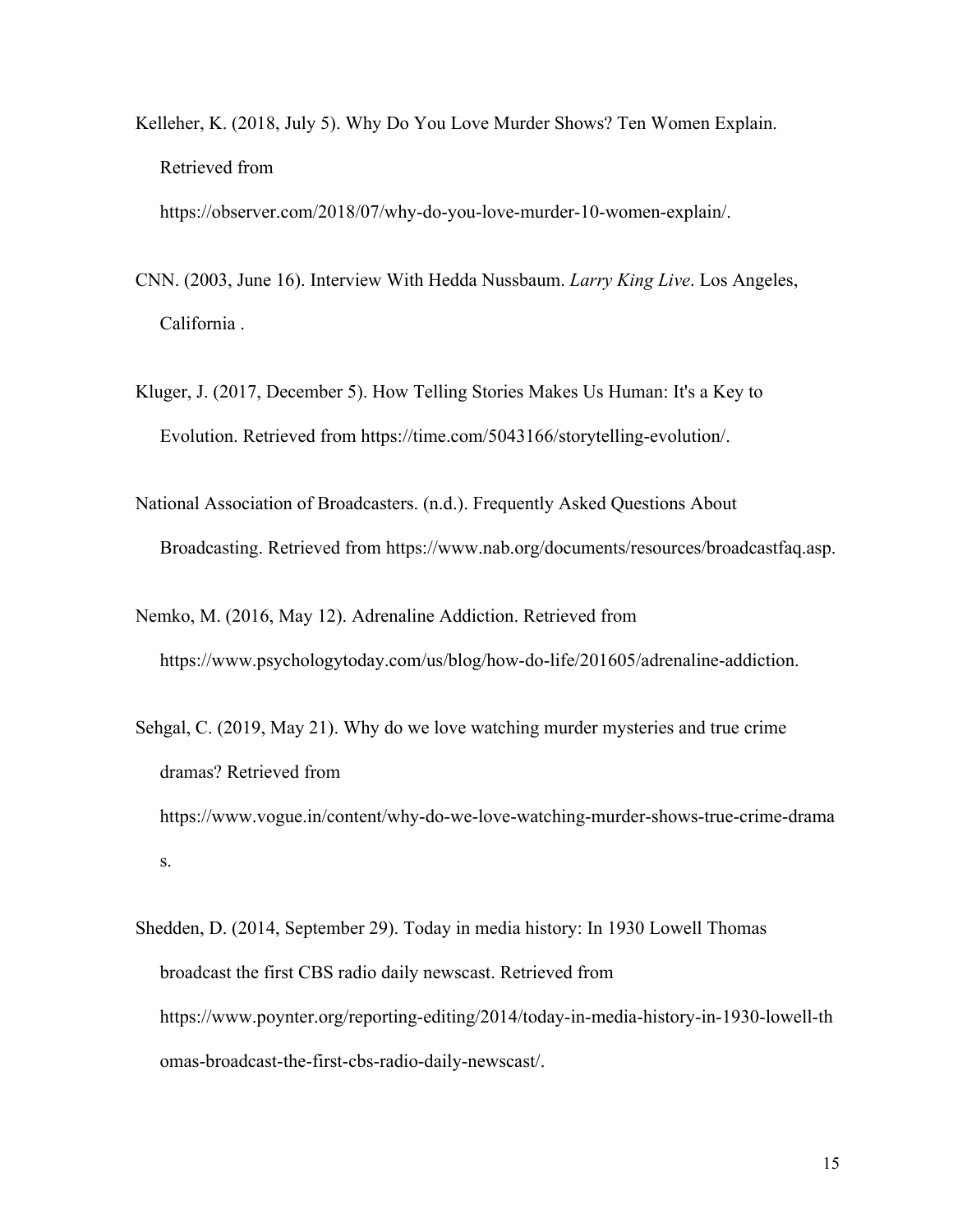Kelleher, K. (2018, July 5). Why Do You Love Murder Shows? Ten Women Explain. Retrieved from https://observer.com/2018/07/why-do-you-love-murder-10-women-explain/.

CNN. (2003, June 16). Interview With Hedda Nussbaum. *Larry King Live*. Los Angeles, California .

Kluger, J. (2017, December 5). How Telling Stories Makes Us Human: It's a Key to Evolution. Retrieved from https://time.com/5043166/storytelling-evolution/.

National Association of Broadcasters. (n.d.). Frequently Asked Questions About Broadcasting. Retrieved from https://www.nab.org/documents/resources/broadcastfaq.asp.

Nemko, M. (2016, May 12). Adrenaline Addiction. Retrieved from https://www.psychologytoday.com/us/blog/how-do-life/201605/adrenaline-addiction.

Sehgal, C. (2019, May 21). Why do we love watching murder mysteries and true crime dramas? Retrieved from https://www.vogue.in/content/why-do-we-love-watching-murder-shows-true-crime-dramas.

Shedden, D. (2014, September 29). Today in media history: In 1930 Lowell Thomas broadcast the first CBS radio daily newscast. Retrieved from https://www.poynter.org/reporting-editing/2014/today-in-media-history-in-1930-lowell-thomas-broadcast-the-first-cbs-radio-daily-newscast/.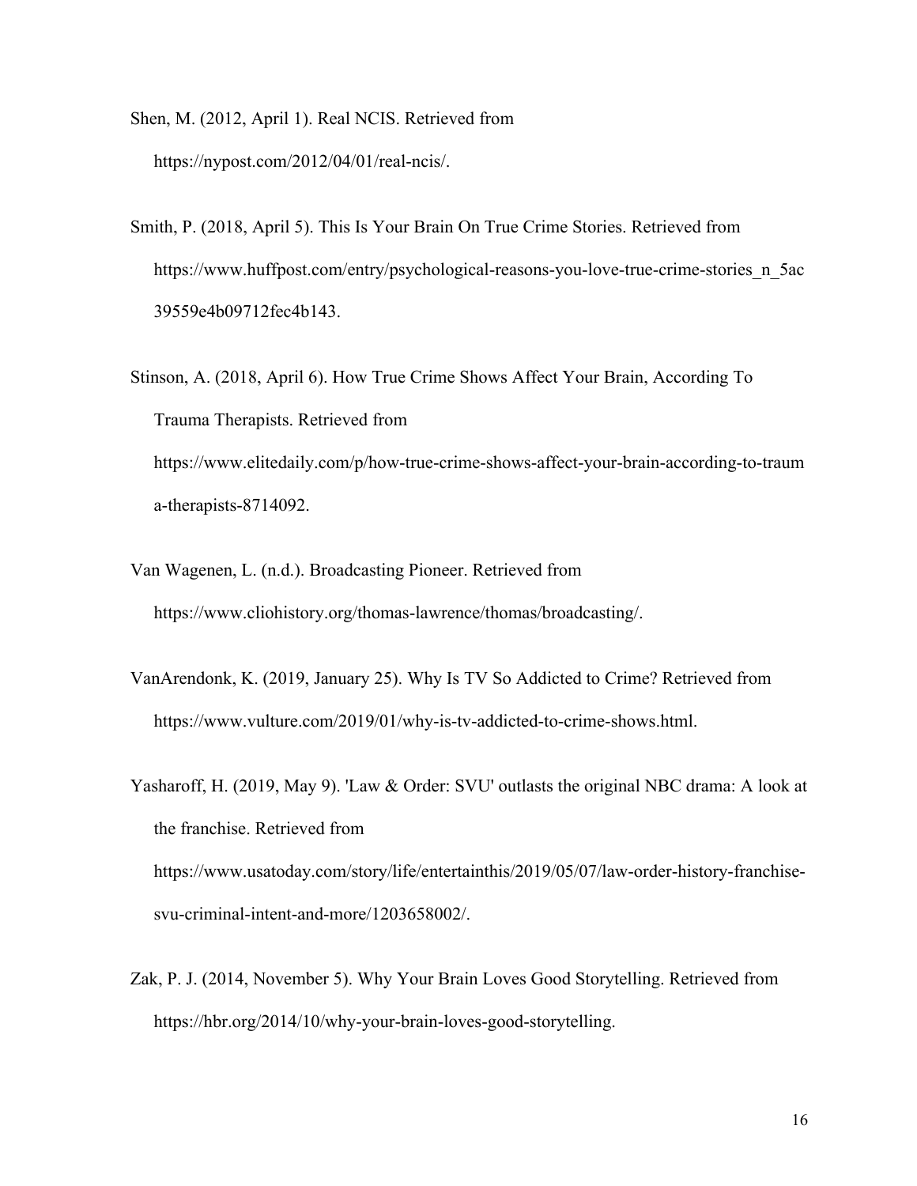Shen, M. (2012, April 1). Real NCIS. Retrieved from https://nypost.com/2012/04/01/real-ncis/.

Smith, P. (2018, April 5). This Is Your Brain On True Crime Stories. Retrieved from https://www.huffpost.com/entry/psychological-reasons-you-love-true-crime-stories_n_5ac39559e4b09712fec4b143.

Stinson, A. (2018, April 6). How True Crime Shows Affect Your Brain, According To Trauma Therapists. Retrieved from https://www.elitedaily.com/p/how-true-crime-shows-affect-your-brain-according-to-trauma-therapists-8714092.

Van Wagenen, L. (n.d.). Broadcasting Pioneer. Retrieved from https://www.cliohistory.org/thomas-lawrence/thomas/broadcasting/.

VanArendonk, K. (2019, January 25). Why Is TV So Addicted to Crime? Retrieved from https://www.vulture.com/2019/01/why-is-tv-addicted-to-crime-shows.html.

Yasharoff, H. (2019, May 9). 'Law & Order: SVU' outlasts the original NBC drama: A look at the franchise. Retrieved from https://www.usatoday.com/story/life/entertainthis/2019/05/07/law-order-history-franchise-svu-criminal-intent-and-more/1203658002/.

Zak, P. J. (2014, November 5). Why Your Brain Loves Good Storytelling. Retrieved from https://hbr.org/2014/10/why-your-brain-loves-good-storytelling.